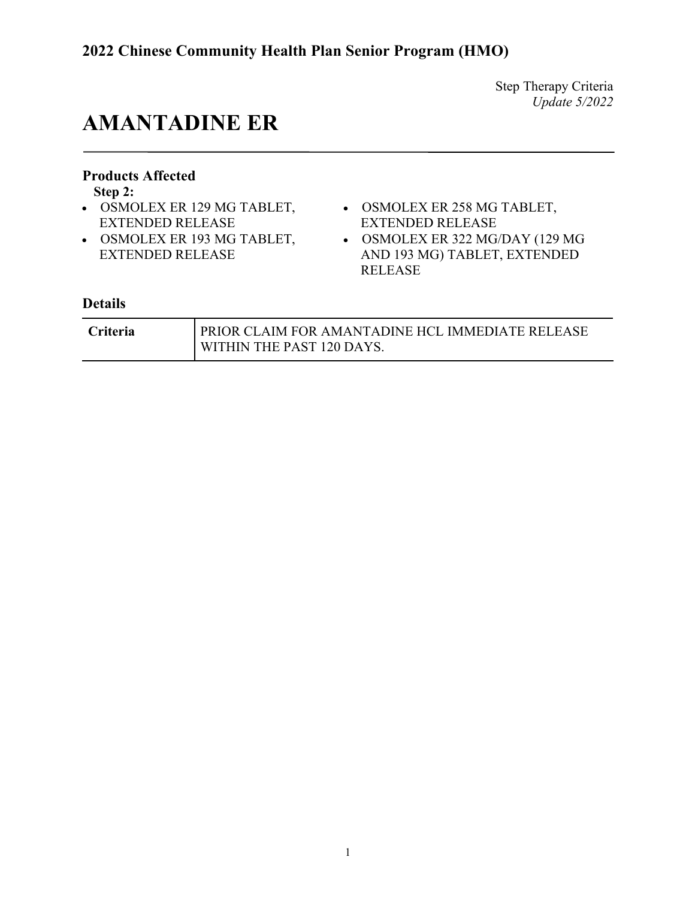## 2022 Chinese Community Health Plan Senior Program (HMO)

Step Therapy Criteria
*Update 5/2022*

# AMANTADINE ER

### Products Affected

**Step 2:**

- OSMOLEX ER 129 MG TABLET, EXTENDED RELEASE
- OSMOLEX ER 193 MG TABLET, EXTENDED RELEASE
- OSMOLEX ER 258 MG TABLET, EXTENDED RELEASE
- OSMOLEX ER 322 MG/DAY (129 MG AND 193 MG) TABLET, EXTENDED RELEASE

### Details

| | |
|---|---|
| **Criteria** | PRIOR CLAIM FOR AMANTADINE HCL IMMEDIATE RELEASE WITHIN THE PAST 120 DAYS. |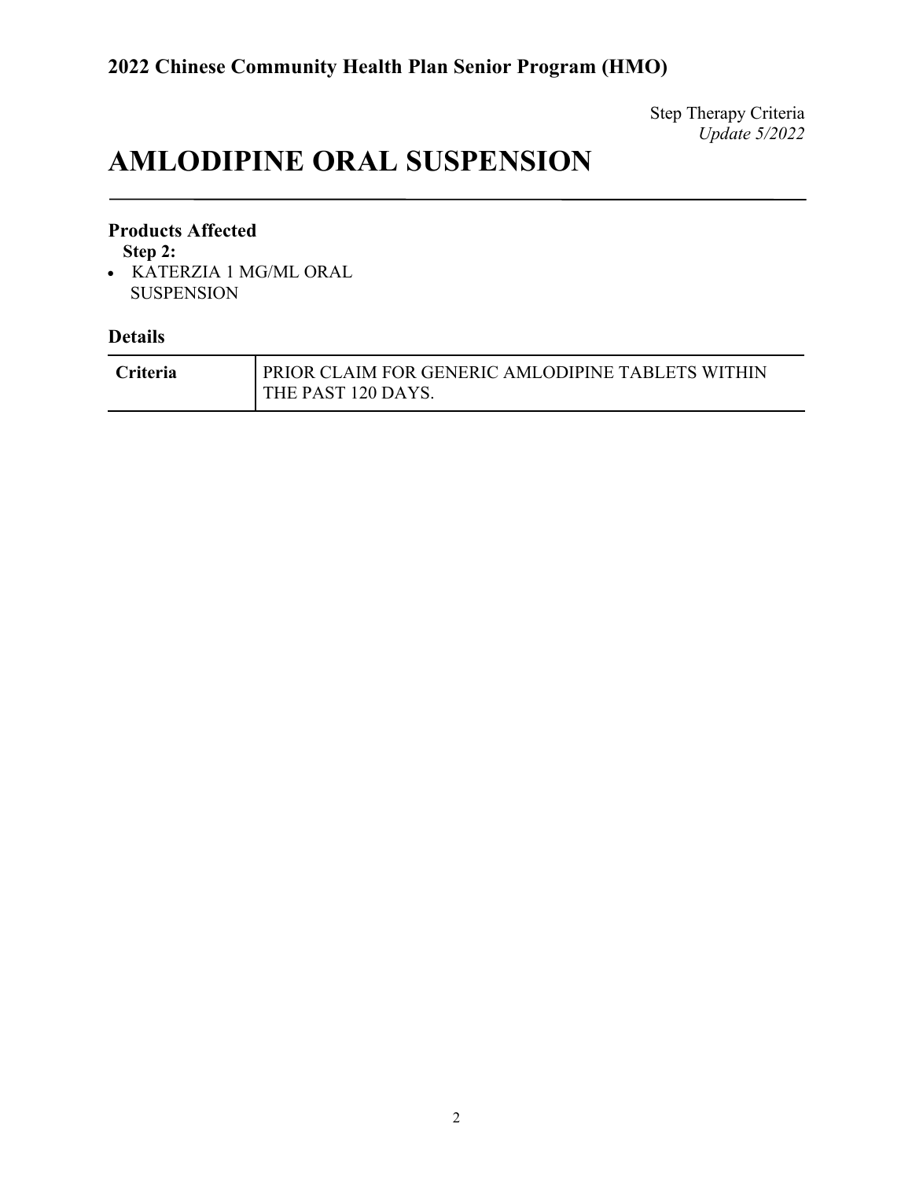# AMLODIPINE ORAL SUSPENSION

Step Therapy Criteria
*Update 5/2022*

### Products Affected

**Step 2:**

- KATERZIA 1 MG/ML ORAL SUSPENSION

### Details

| | |
|---|---|
| **Criteria** | PRIOR CLAIM FOR GENERIC AMLODIPINE TABLETS WITHIN THE PAST 120 DAYS. |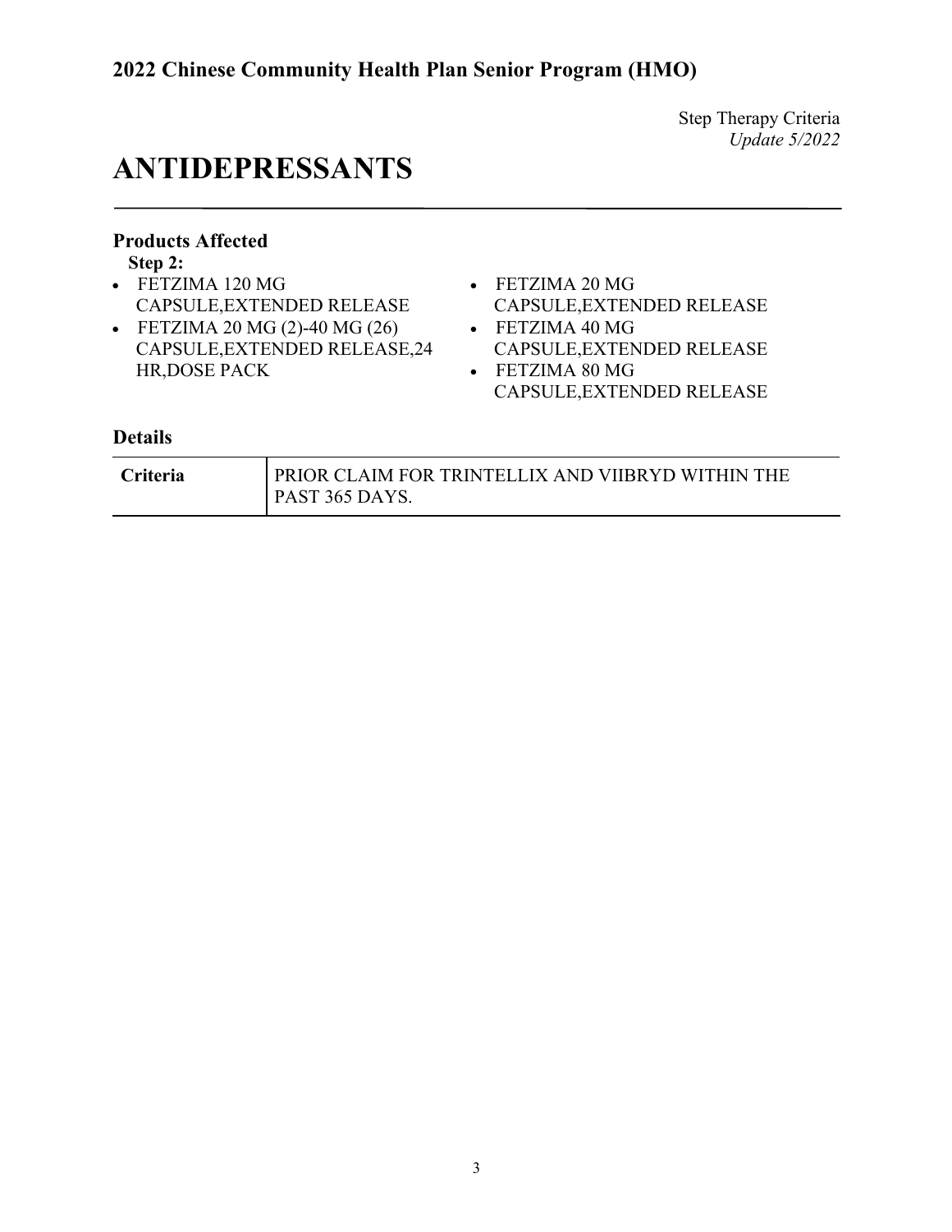# ANTIDEPRESSANTS

Step Therapy Criteria
*Update 5/2022*

## Products Affected

**Step 2:**

- FETZIMA 120 MG CAPSULE,EXTENDED RELEASE
- FETZIMA 20 MG (2)-40 MG (26) CAPSULE,EXTENDED RELEASE,24 HR,DOSE PACK
- FETZIMA 20 MG CAPSULE,EXTENDED RELEASE
- FETZIMA 40 MG CAPSULE,EXTENDED RELEASE
- FETZIMA 80 MG CAPSULE,EXTENDED RELEASE

## Details

| | |
|---|---|
| **Criteria** | PRIOR CLAIM FOR TRINTELLIX AND VIIBRYD WITHIN THE PAST 365 DAYS. |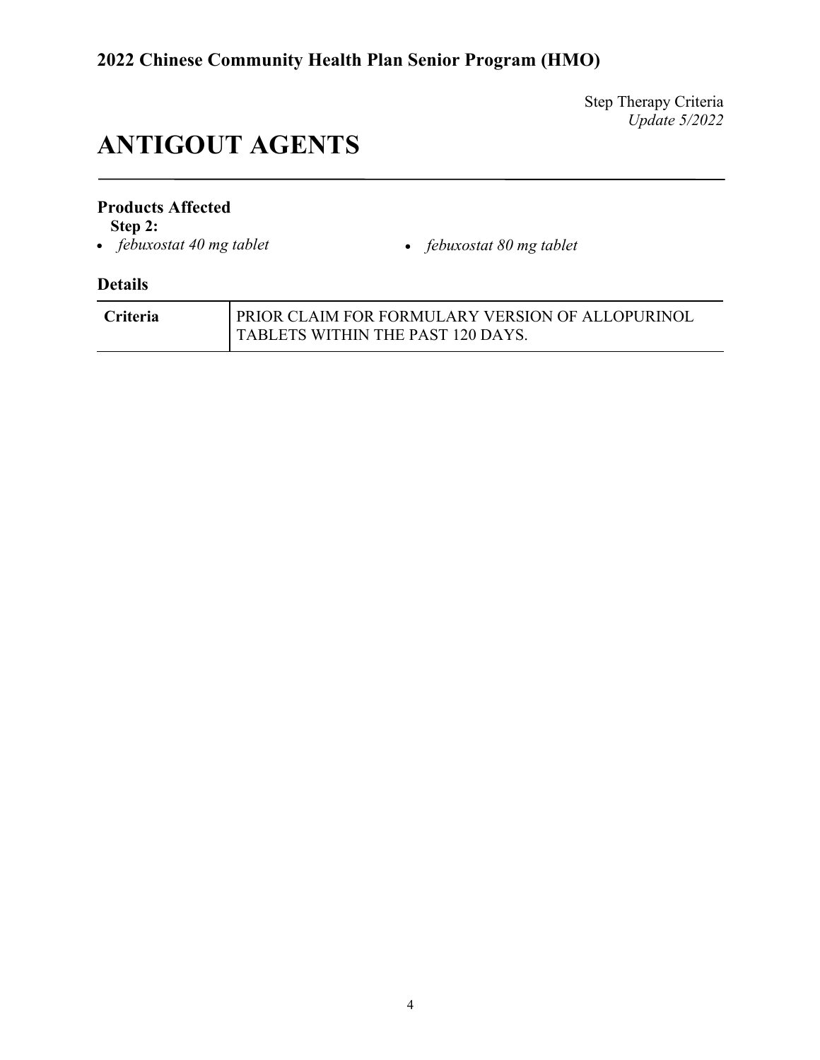# ANTIGOUT AGENTS

Step Therapy Criteria
*Update 5/2022*

### Products Affected

**Step 2:**

- *febuxostat 40 mg tablet*
- *febuxostat 80 mg tablet*

### Details

| Criteria | PRIOR CLAIM FOR FORMULARY VERSION OF ALLOPURINOL TABLETS WITHIN THE PAST 120 DAYS. |
|---|---|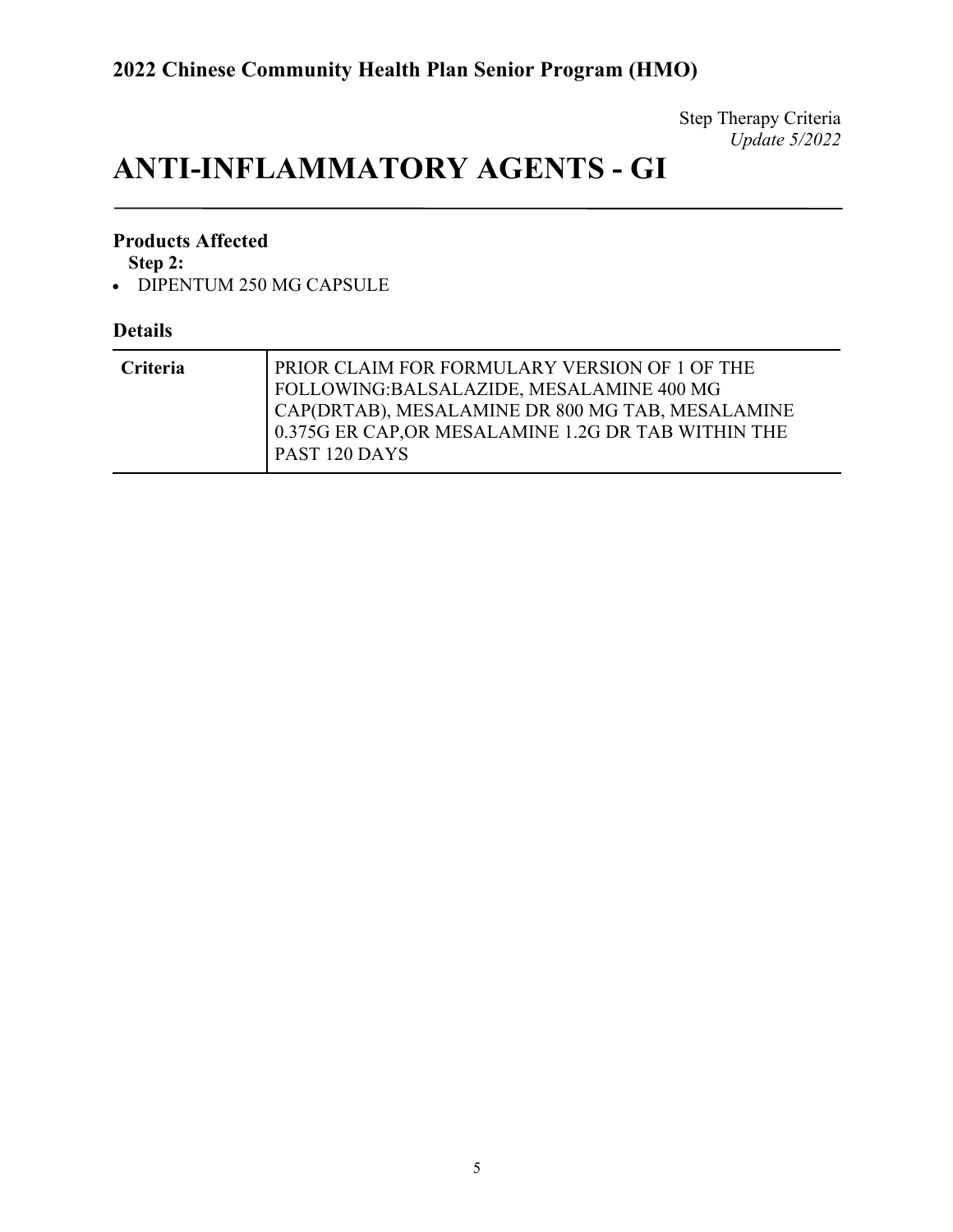Step Therapy Criteria
*Update 5/2022*

# ANTI-INFLAMMATORY AGENTS - GI

### Products Affected

**Step 2:**

- DIPENTUM 250 MG CAPSULE

### Details

| Criteria | PRIOR CLAIM FOR FORMULARY VERSION OF 1 OF THE FOLLOWING:BALSALAZIDE, MESALAMINE 400 MG CAP(DRTAB), MESALAMINE DR 800 MG TAB, MESALAMINE 0.375G ER CAP,OR MESALAMINE 1.2G DR TAB WITHIN THE PAST 120 DAYS |
|---|---|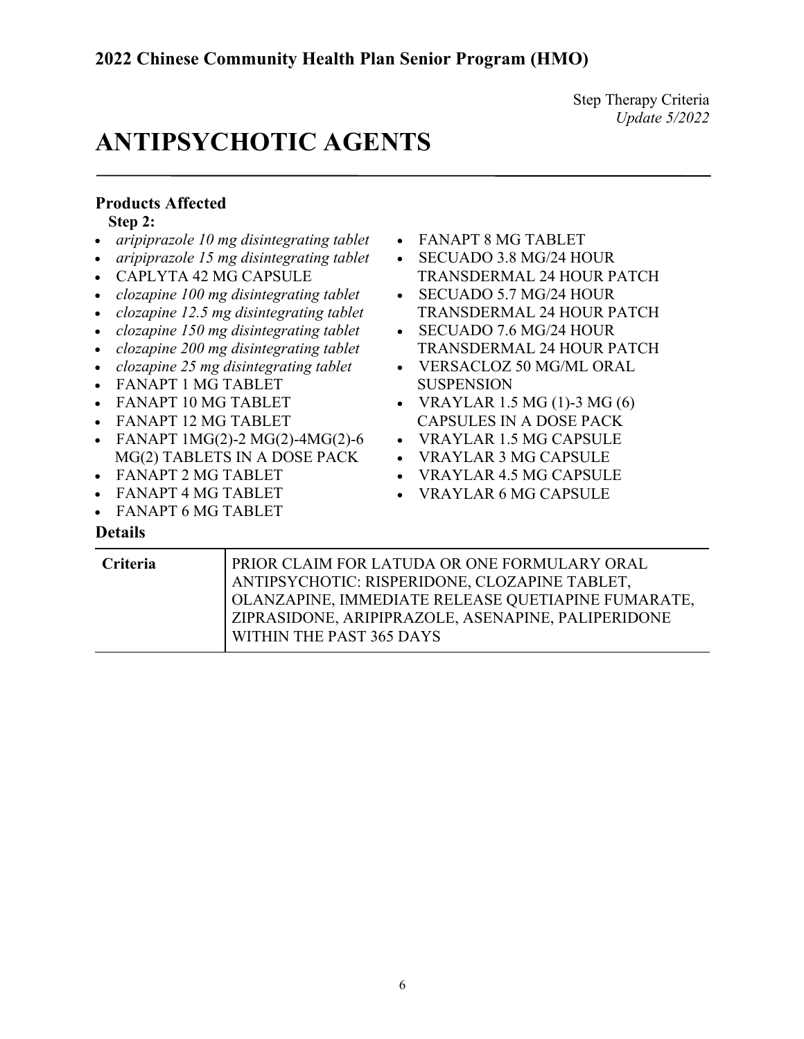## 2022 Chinese Community Health Plan Senior Program (HMO)

Step Therapy Criteria
*Update 5/2022*

# ANTIPSYCHOTIC AGENTS

### Products Affected

**Step 2:**

- *aripiprazole 10 mg disintegrating tablet*
- *aripiprazole 15 mg disintegrating tablet*
- CAPLYTA 42 MG CAPSULE
- *clozapine 100 mg disintegrating tablet*
- *clozapine 12.5 mg disintegrating tablet*
- *clozapine 150 mg disintegrating tablet*
- *clozapine 200 mg disintegrating tablet*
- *clozapine 25 mg disintegrating tablet*
- FANAPT 1 MG TABLET
- FANAPT 10 MG TABLET
- FANAPT 12 MG TABLET
- FANAPT 1MG(2)-2 MG(2)-4MG(2)-6 MG(2) TABLETS IN A DOSE PACK
- FANAPT 2 MG TABLET
- FANAPT 4 MG TABLET
- FANAPT 6 MG TABLET
- FANAPT 8 MG TABLET
- SECUADO 3.8 MG/24 HOUR TRANSDERMAL 24 HOUR PATCH
- SECUADO 5.7 MG/24 HOUR TRANSDERMAL 24 HOUR PATCH
- SECUADO 7.6 MG/24 HOUR TRANSDERMAL 24 HOUR PATCH
- VERSACLOZ 50 MG/ML ORAL SUSPENSION
- VRAYLAR 1.5 MG (1)-3 MG (6) CAPSULES IN A DOSE PACK
- VRAYLAR 1.5 MG CAPSULE
- VRAYLAR 3 MG CAPSULE
- VRAYLAR 4.5 MG CAPSULE
- VRAYLAR 6 MG CAPSULE

### Details

| Criteria | PRIOR CLAIM FOR LATUDA OR ONE FORMULARY ORAL ANTIPSYCHOTIC: RISPERIDONE, CLOZAPINE TABLET, OLANZAPINE, IMMEDIATE RELEASE QUETIAPINE FUMARATE, ZIPRASIDONE, ARIPIPRAZOLE, ASENAPINE, PALIPERIDONE WITHIN THE PAST 365 DAYS |
|---|---|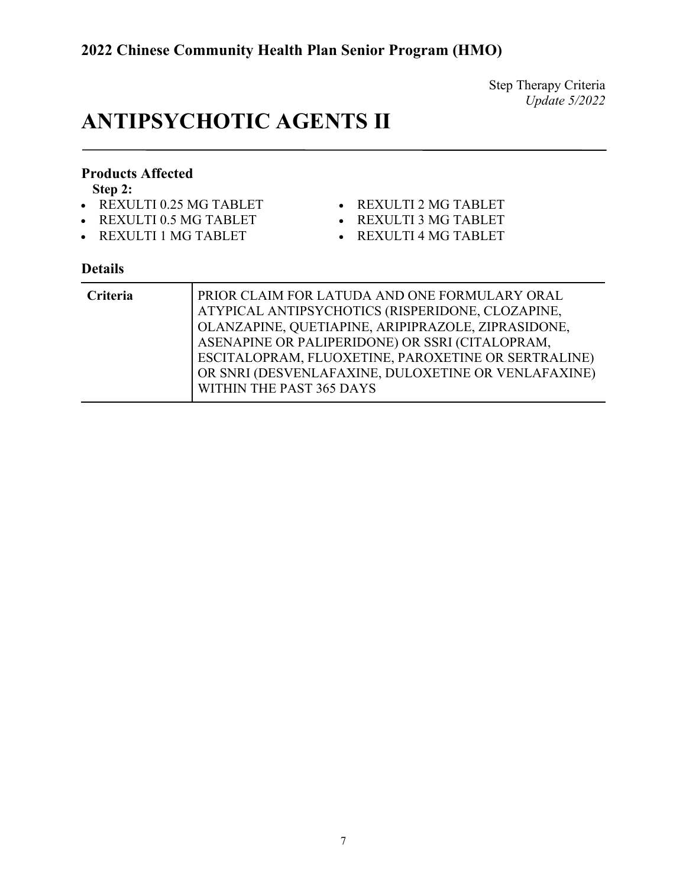## 2022 Chinese Community Health Plan Senior Program (HMO)

Step Therapy Criteria
*Update 5/2022*

# ANTIPSYCHOTIC AGENTS II

### Products Affected

**Step 2:**

- REXULTI 0.25 MG TABLET
- REXULTI 0.5 MG TABLET
- REXULTI 1 MG TABLET
- REXULTI 2 MG TABLET
- REXULTI 3 MG TABLET
- REXULTI 4 MG TABLET

### Details

| | |
|---|---|
| **Criteria** | PRIOR CLAIM FOR LATUDA AND ONE FORMULARY ORAL ATYPICAL ANTIPSYCHOTICS (RISPERIDONE, CLOZAPINE, OLANZAPINE, QUETIAPINE, ARIPIPRAZOLE, ZIPRASIDONE, ASENAPINE OR PALIPERIDONE) OR SSRI (CITALOPRAM, ESCITALOPRAM, FLUOXETINE, PAROXETINE OR SERTRALINE) OR SNRI (DESVENLAFAXINE, DULOXETINE OR VENLAFAXINE) WITHIN THE PAST 365 DAYS |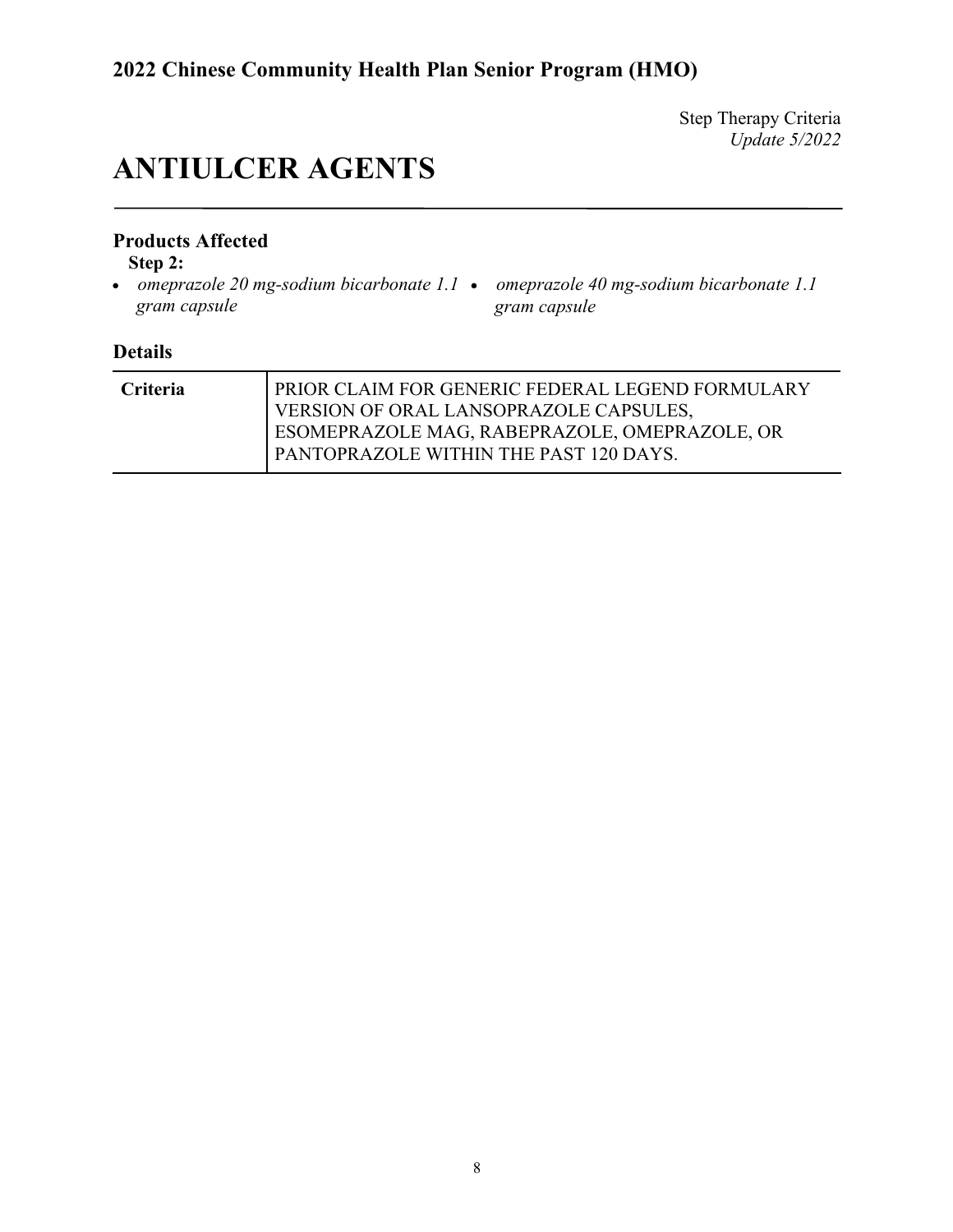## 2022 Chinese Community Health Plan Senior Program (HMO)

Step Therapy Criteria
*Update 5/2022*

# ANTIULCER AGENTS

### Products Affected

**Step 2:**

- *omeprazole 20 mg-sodium bicarbonate 1.1 gram capsule*
- *omeprazole 40 mg-sodium bicarbonate 1.1 gram capsule*

### Details

| | |
|---|---|
| **Criteria** | PRIOR CLAIM FOR GENERIC FEDERAL LEGEND FORMULARY VERSION OF ORAL LANSOPRAZOLE CAPSULES, ESOMEPRAZOLE MAG, RABEPRAZOLE, OMEPRAZOLE, OR PANTOPRAZOLE WITHIN THE PAST 120 DAYS. |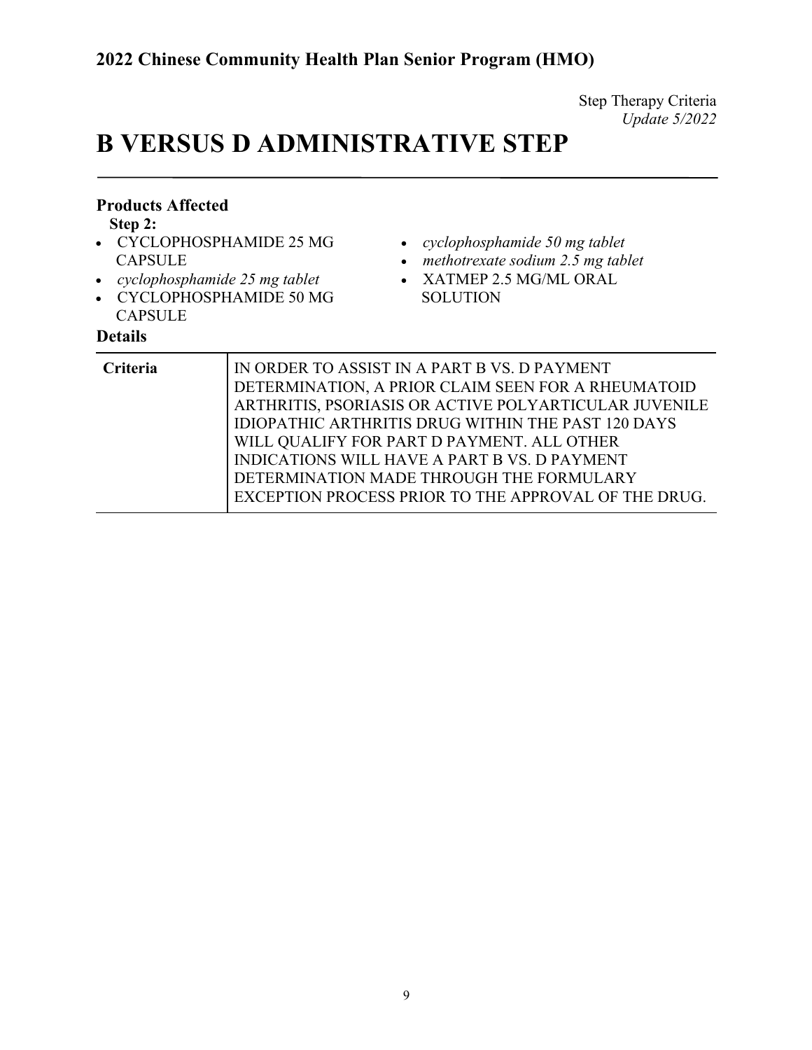Step Therapy Criteria
*Update 5/2022*

# B VERSUS D ADMINISTRATIVE STEP

### Products Affected

**Step 2:**

- CYCLOPHOSPHAMIDE 25 MG CAPSULE
- *cyclophosphamide 25 mg tablet*
- CYCLOPHOSPHAMIDE 50 MG CAPSULE
- *cyclophosphamide 50 mg tablet*
- *methotrexate sodium 2.5 mg tablet*
- XATMEP 2.5 MG/ML ORAL SOLUTION

### Details

| | |
|---|---|
| **Criteria** | IN ORDER TO ASSIST IN A PART B VS. D PAYMENT DETERMINATION, A PRIOR CLAIM SEEN FOR A RHEUMATOID ARTHRITIS, PSORIASIS OR ACTIVE POLYARTICULAR JUVENILE IDIOPATHIC ARTHRITIS DRUG WITHIN THE PAST 120 DAYS WILL QUALIFY FOR PART D PAYMENT. ALL OTHER INDICATIONS WILL HAVE A PART B VS. D PAYMENT DETERMINATION MADE THROUGH THE FORMULARY EXCEPTION PROCESS PRIOR TO THE APPROVAL OF THE DRUG. |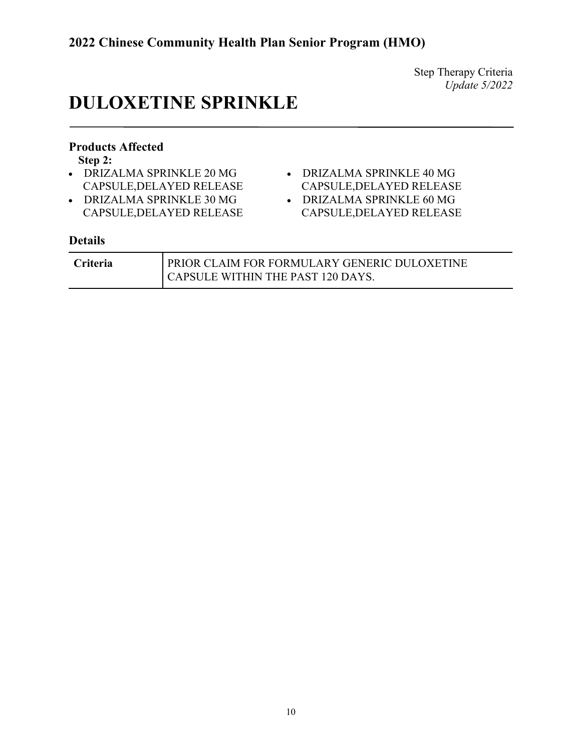Step Therapy Criteria
*Update 5/2022*

# DULOXETINE SPRINKLE

### Products Affected

**Step 2:**

- DRIZALMA SPRINKLE 20 MG CAPSULE,DELAYED RELEASE
- DRIZALMA SPRINKLE 30 MG CAPSULE,DELAYED RELEASE
- DRIZALMA SPRINKLE 40 MG CAPSULE,DELAYED RELEASE
- DRIZALMA SPRINKLE 60 MG CAPSULE,DELAYED RELEASE

### Details

| | |
|---|---|
| **Criteria** | PRIOR CLAIM FOR FORMULARY GENERIC DULOXETINE CAPSULE WITHIN THE PAST 120 DAYS. |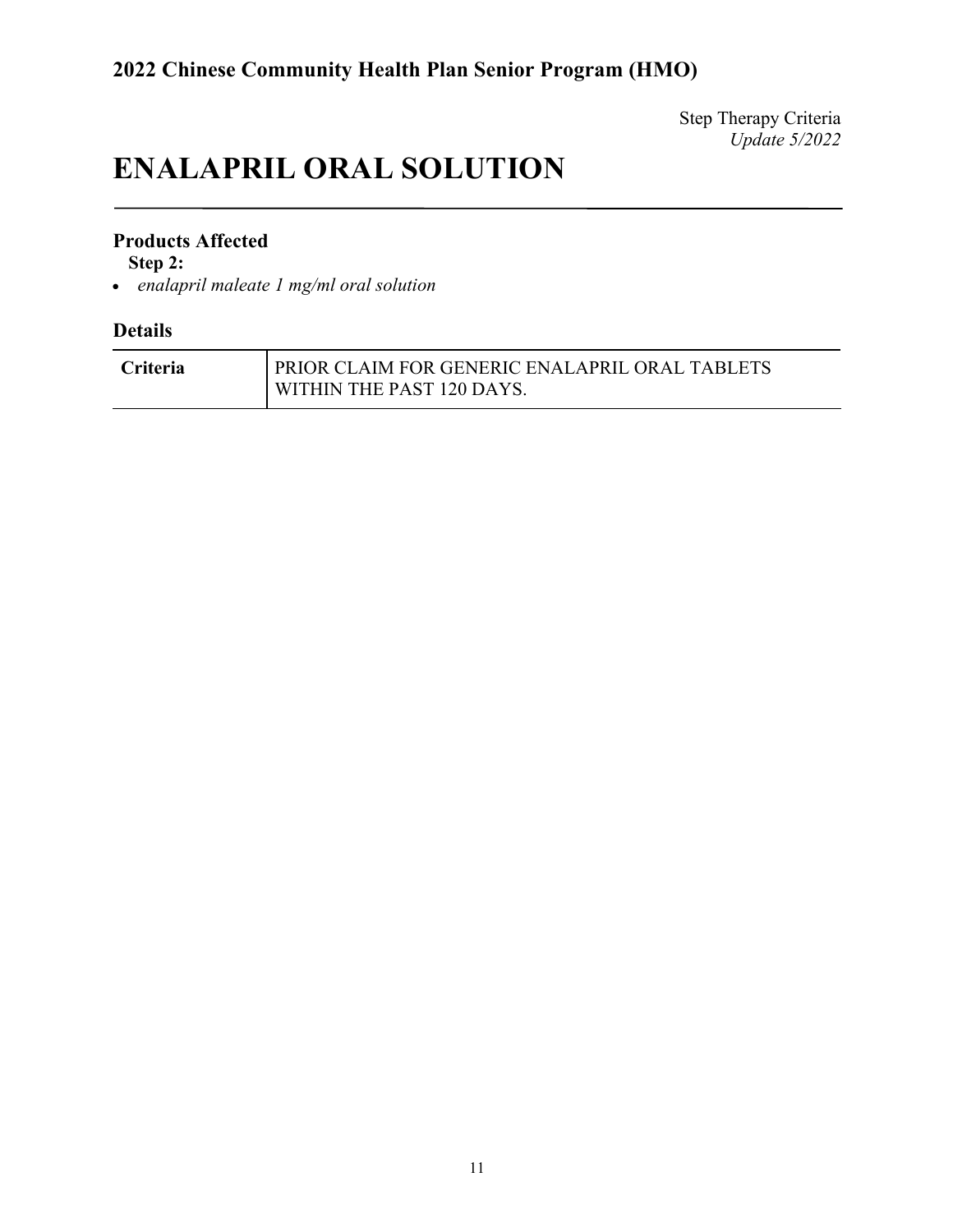Step Therapy Criteria
*Update 5/2022*

# ENALAPRIL ORAL SOLUTION

### Products Affected

**Step 2:**

- *enalapril maleate 1 mg/ml oral solution*

### Details

| Criteria | PRIOR CLAIM FOR GENERIC ENALAPRIL ORAL TABLETS WITHIN THE PAST 120 DAYS. |
|---|---|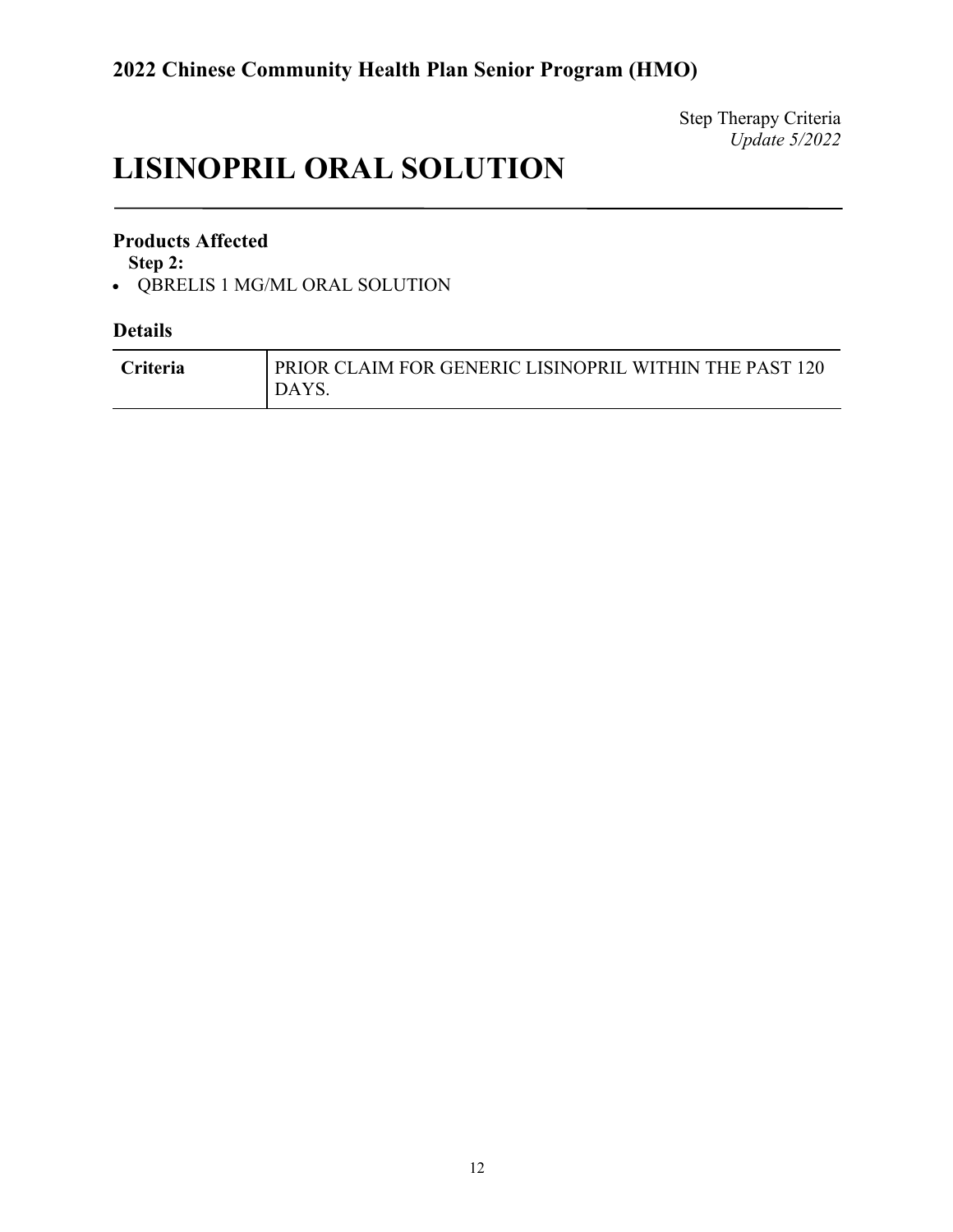Step Therapy Criteria
*Update 5/2022*

# LISINOPRIL ORAL SOLUTION

## Products Affected

**Step 2:**

- QBRELIS 1 MG/ML ORAL SOLUTION

## Details

| Criteria | PRIOR CLAIM FOR GENERIC LISINOPRIL WITHIN THE PAST 120 DAYS. |
|---|---|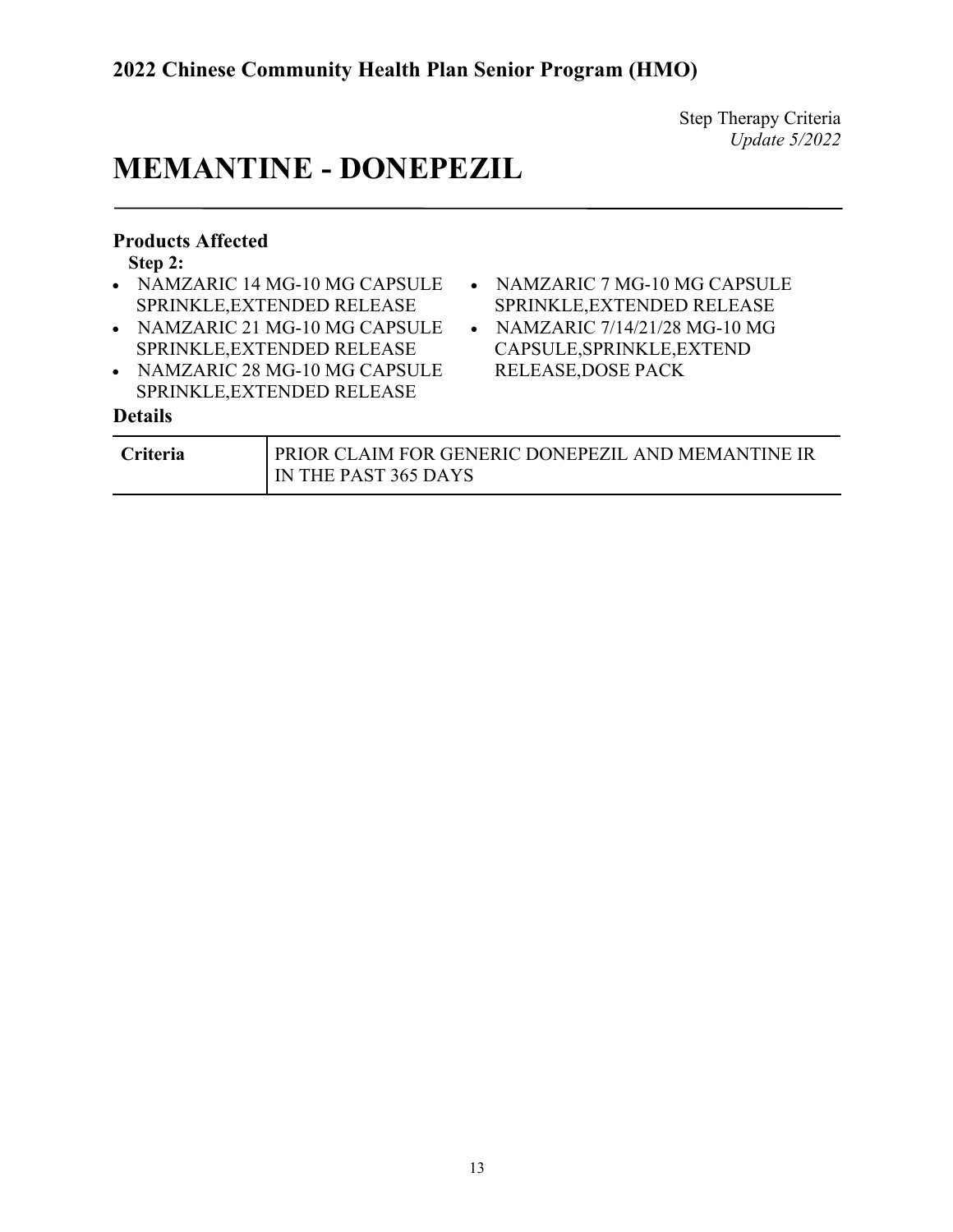Step Therapy Criteria
*Update 5/2022*

# MEMANTINE - DONEPEZIL

### Products Affected

**Step 2:**

- NAMZARIC 14 MG-10 MG CAPSULE SPRINKLE,EXTENDED RELEASE
- NAMZARIC 21 MG-10 MG CAPSULE SPRINKLE,EXTENDED RELEASE
- NAMZARIC 28 MG-10 MG CAPSULE SPRINKLE,EXTENDED RELEASE
- NAMZARIC 7 MG-10 MG CAPSULE SPRINKLE,EXTENDED RELEASE
- NAMZARIC 7/14/21/28 MG-10 MG CAPSULE,SPRINKLE,EXTEND RELEASE,DOSE PACK

### Details

| | |
|---|---|
| **Criteria** | PRIOR CLAIM FOR GENERIC DONEPEZIL AND MEMANTINE IR IN THE PAST 365 DAYS |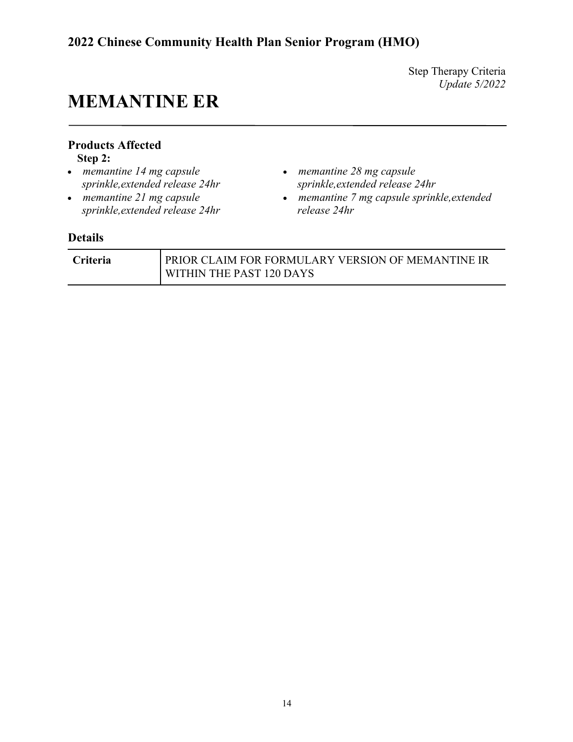Step Therapy Criteria
*Update 5/2022*

# MEMANTINE ER

## Products Affected

**Step 2:**

- *memantine 14 mg capsule sprinkle,extended release 24hr*
- *memantine 21 mg capsule sprinkle,extended release 24hr*
- *memantine 28 mg capsule sprinkle,extended release 24hr*
- *memantine 7 mg capsule sprinkle,extended release 24hr*

## Details

| | |
|---|---|
| **Criteria** | PRIOR CLAIM FOR FORMULARY VERSION OF MEMANTINE IR WITHIN THE PAST 120 DAYS |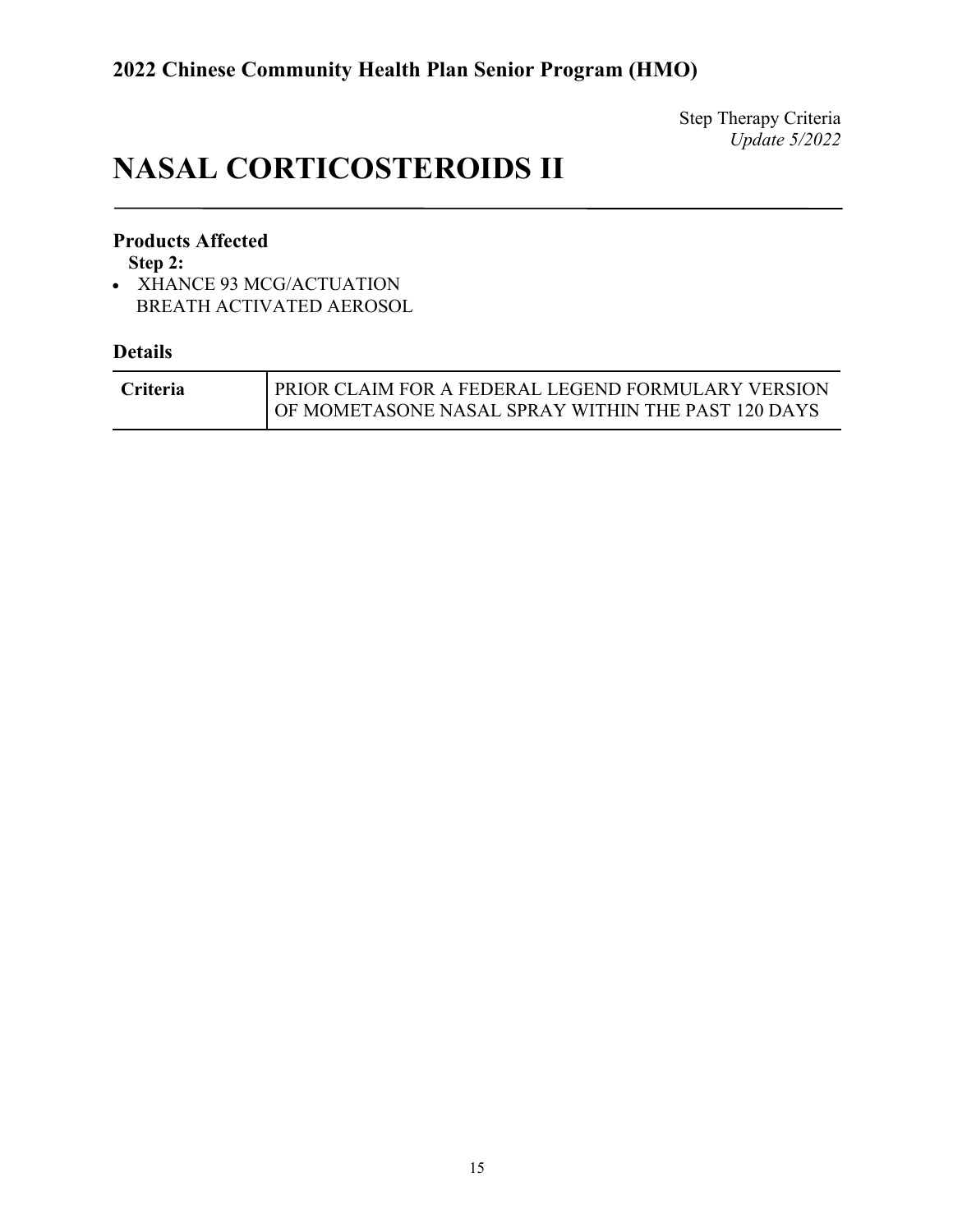Step Therapy Criteria
*Update 5/2022*

# NASAL CORTICOSTEROIDS II

### Products Affected

**Step 2:**

- XHANCE 93 MCG/ACTUATION BREATH ACTIVATED AEROSOL

### Details

| Criteria | PRIOR CLAIM FOR A FEDERAL LEGEND FORMULARY VERSION OF MOMETASONE NASAL SPRAY WITHIN THE PAST 120 DAYS |
|---|---|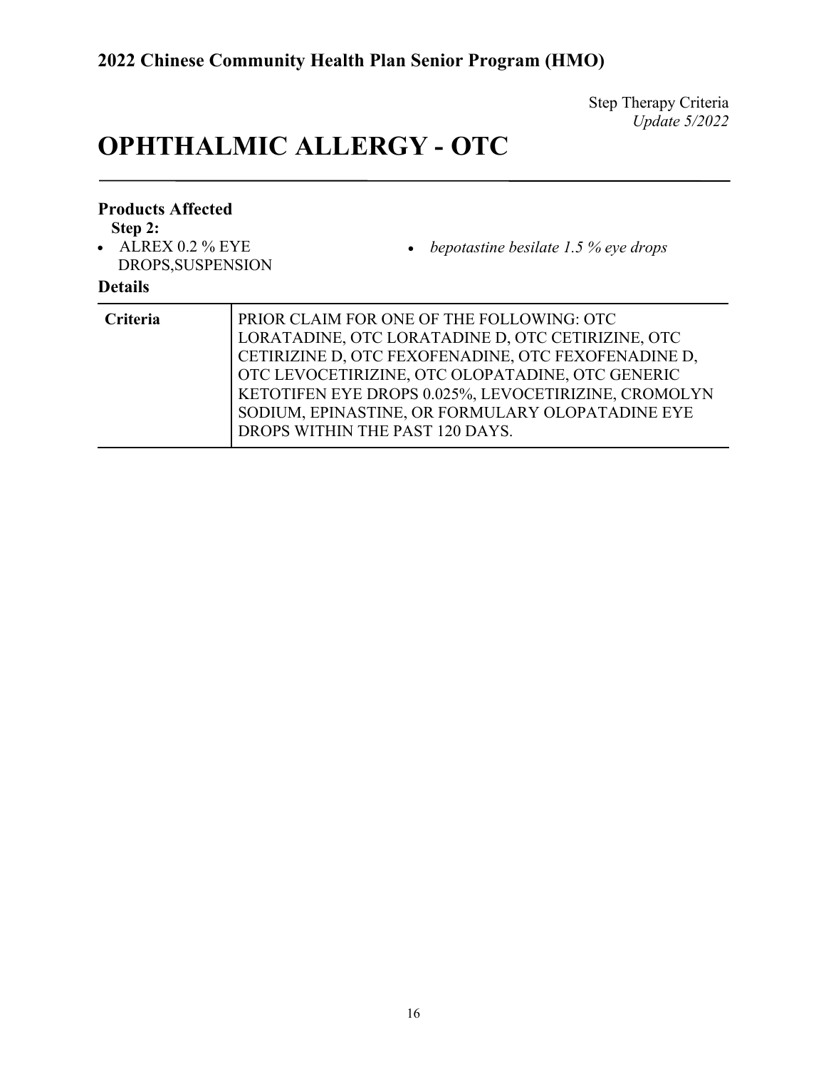Step Therapy Criteria
*Update 5/2022*

# OPHTHALMIC ALLERGY - OTC

### Products Affected

**Step 2:**

- ALREX 0.2 % EYE DROPS,SUSPENSION
- *bepotastine besilate 1.5 % eye drops*

### Details

| Criteria | PRIOR CLAIM FOR ONE OF THE FOLLOWING: OTC LORATADINE, OTC LORATADINE D, OTC CETIRIZINE, OTC CETIRIZINE D, OTC FEXOFENADINE, OTC FEXOFENADINE D, OTC LEVOCETIRIZINE, OTC OLOPATADINE, OTC GENERIC KETOTIFEN EYE DROPS 0.025%, LEVOCETIRIZINE, CROMOLYN SODIUM, EPINASTINE, OR FORMULARY OLOPATADINE EYE DROPS WITHIN THE PAST 120 DAYS. |
|---|---|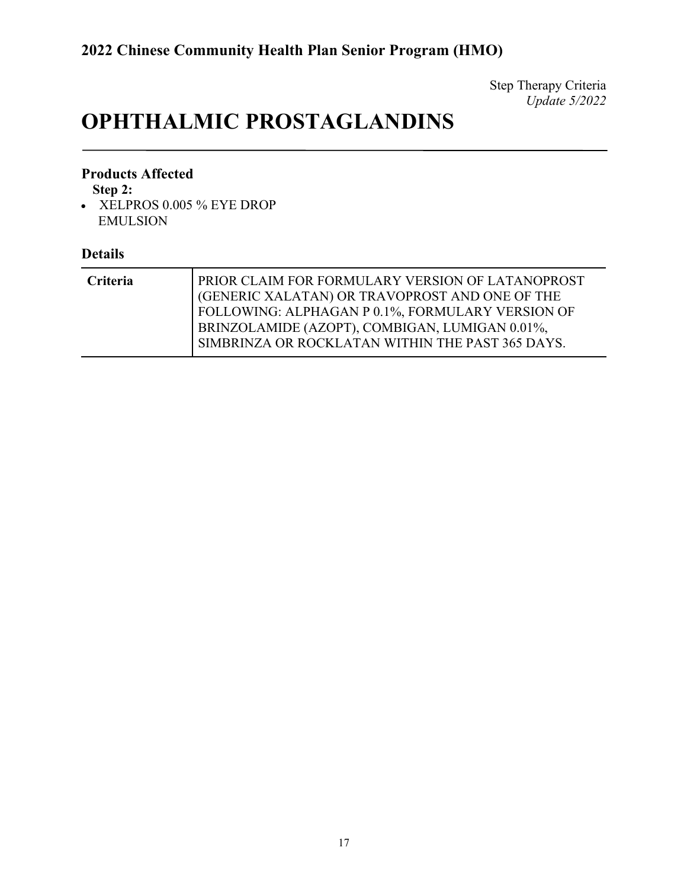Step Therapy Criteria
*Update 5/2022*

# OPHTHALMIC PROSTAGLANDINS

### Products Affected

**Step 2:**

- XELPROS 0.005 % EYE DROP EMULSION

### Details

| | |
|---|---|
| **Criteria** | PRIOR CLAIM FOR FORMULARY VERSION OF LATANOPROST (GENERIC XALATAN) OR TRAVOPROST AND ONE OF THE FOLLOWING: ALPHAGAN P 0.1%, FORMULARY VERSION OF BRINZOLAMIDE (AZOPT), COMBIGAN, LUMIGAN 0.01%, SIMBRINZA OR ROCKLATAN WITHIN THE PAST 365 DAYS. |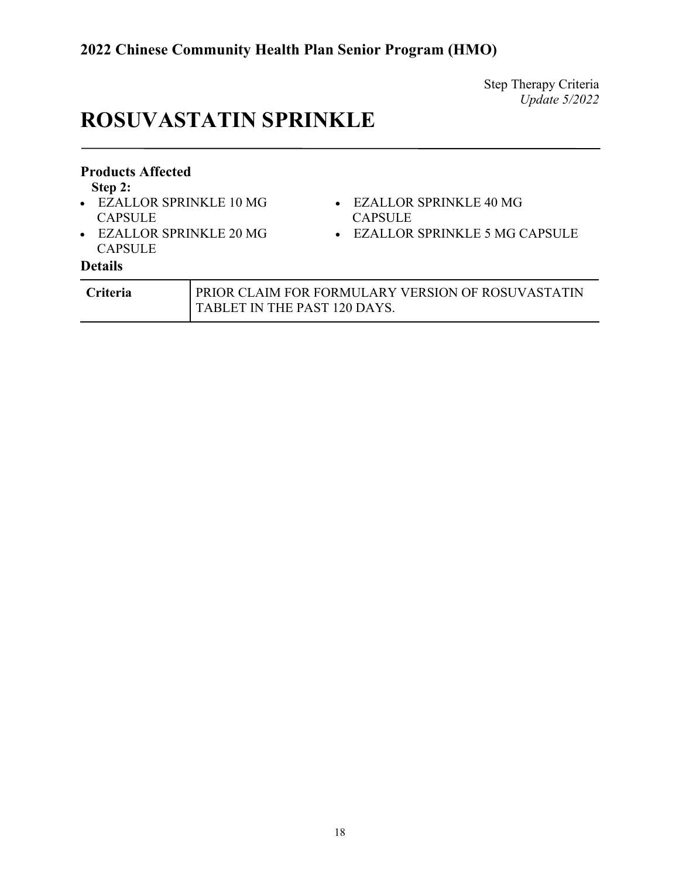Step Therapy Criteria
*Update 5/2022*

# ROSUVASTATIN SPRINKLE

### Products Affected

**Step 2:**

- EZALLOR SPRINKLE 10 MG CAPSULE
- EZALLOR SPRINKLE 20 MG CAPSULE
- EZALLOR SPRINKLE 40 MG CAPSULE
- EZALLOR SPRINKLE 5 MG CAPSULE

### Details

| | |
|---|---|
| **Criteria** | PRIOR CLAIM FOR FORMULARY VERSION OF ROSUVASTATIN TABLET IN THE PAST 120 DAYS. |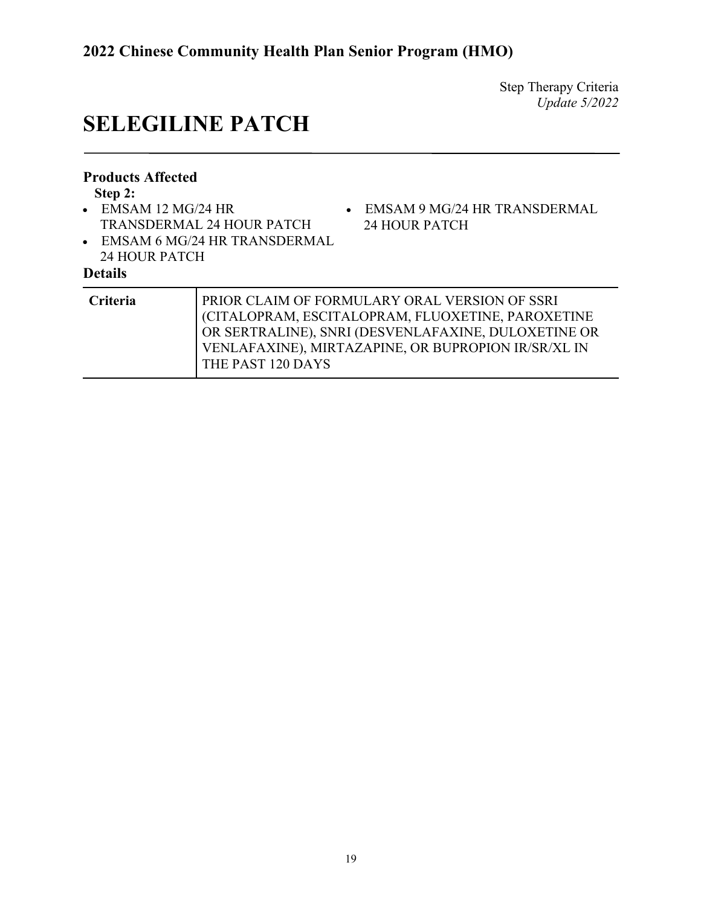Step Therapy Criteria
*Update 5/2022*

# SELEGILINE PATCH

### Products Affected

**Step 2:**

- EMSAM 12 MG/24 HR TRANSDERMAL 24 HOUR PATCH
- EMSAM 6 MG/24 HR TRANSDERMAL 24 HOUR PATCH
- EMSAM 9 MG/24 HR TRANSDERMAL 24 HOUR PATCH

### Details

| | |
|---|---|
| **Criteria** | PRIOR CLAIM OF FORMULARY ORAL VERSION OF SSRI (CITALOPRAM, ESCITALOPRAM, FLUOXETINE, PAROXETINE OR SERTRALINE), SNRI (DESVENLAFAXINE, DULOXETINE OR VENLAFAXINE), MIRTAZAPINE, OR BUPROPION IR/SR/XL IN THE PAST 120 DAYS |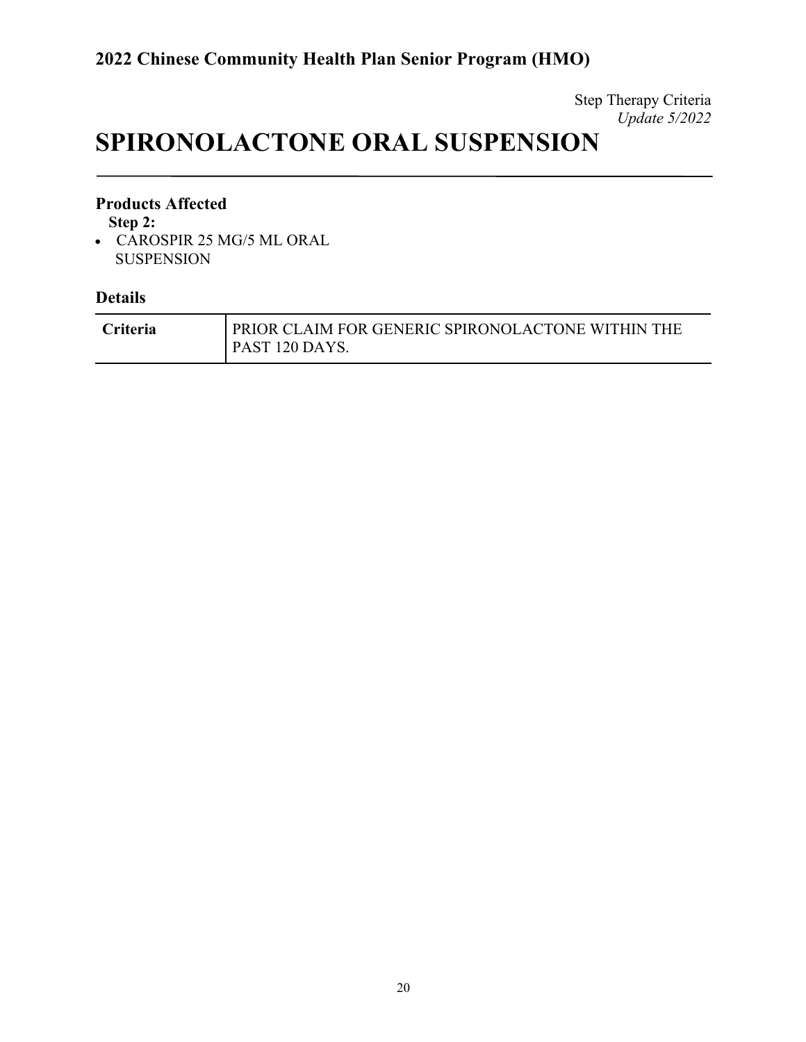Step Therapy Criteria
*Update 5/2022*

# SPIRONOLACTONE ORAL SUSPENSION

### Products Affected

**Step 2:**

- CAROSPIR 25 MG/5 ML ORAL SUSPENSION

### Details

| | |
|---|---|
| **Criteria** | PRIOR CLAIM FOR GENERIC SPIRONOLACTONE WITHIN THE PAST 120 DAYS. |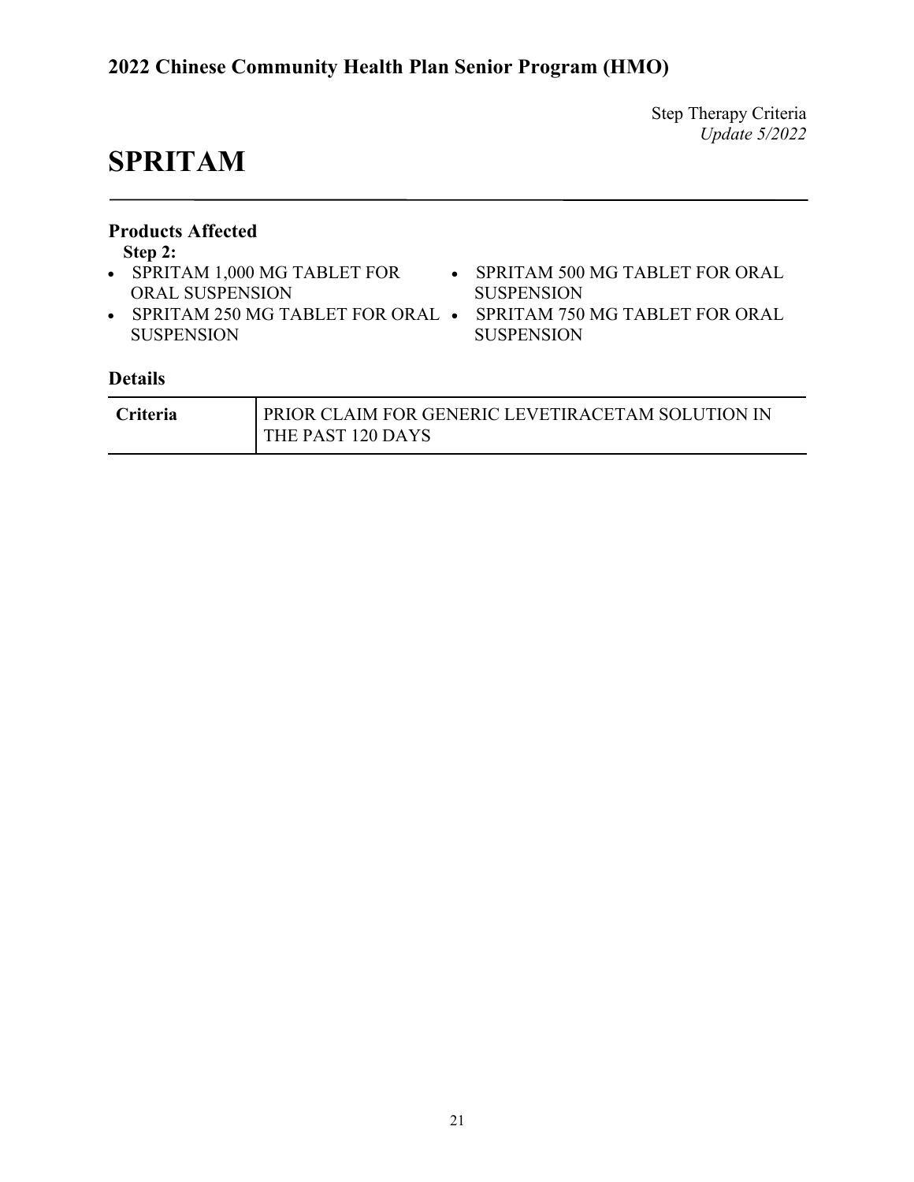Step Therapy Criteria
*Update 5/2022*

# SPRITAM

### Products Affected

**Step 2:**

- SPRITAM 1,000 MG TABLET FOR ORAL SUSPENSION
- SPRITAM 250 MG TABLET FOR ORAL SUSPENSION
- SPRITAM 500 MG TABLET FOR ORAL SUSPENSION
- SPRITAM 750 MG TABLET FOR ORAL SUSPENSION

### Details

| | |
|---|---|
| **Criteria** | PRIOR CLAIM FOR GENERIC LEVETIRACETAM SOLUTION IN THE PAST 120 DAYS |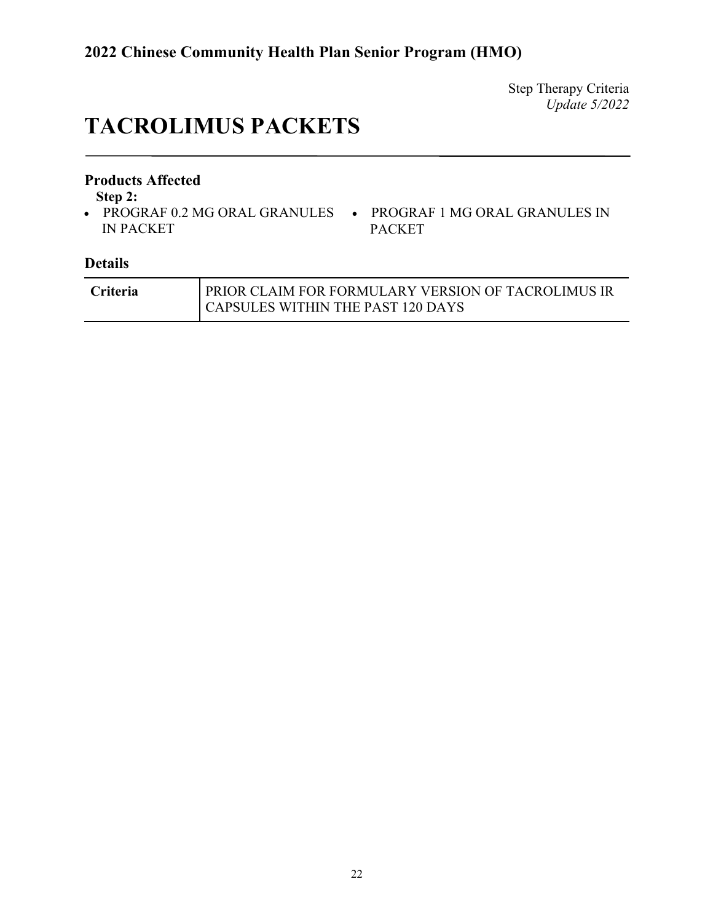Step Therapy Criteria
*Update 5/2022*

# TACROLIMUS PACKETS

## Products Affected

**Step 2:**

- PROGRAF 0.2 MG ORAL GRANULES IN PACKET
- PROGRAF 1 MG ORAL GRANULES IN PACKET

## Details

| | |
|---|---|
| **Criteria** | PRIOR CLAIM FOR FORMULARY VERSION OF TACROLIMUS IR CAPSULES WITHIN THE PAST 120 DAYS |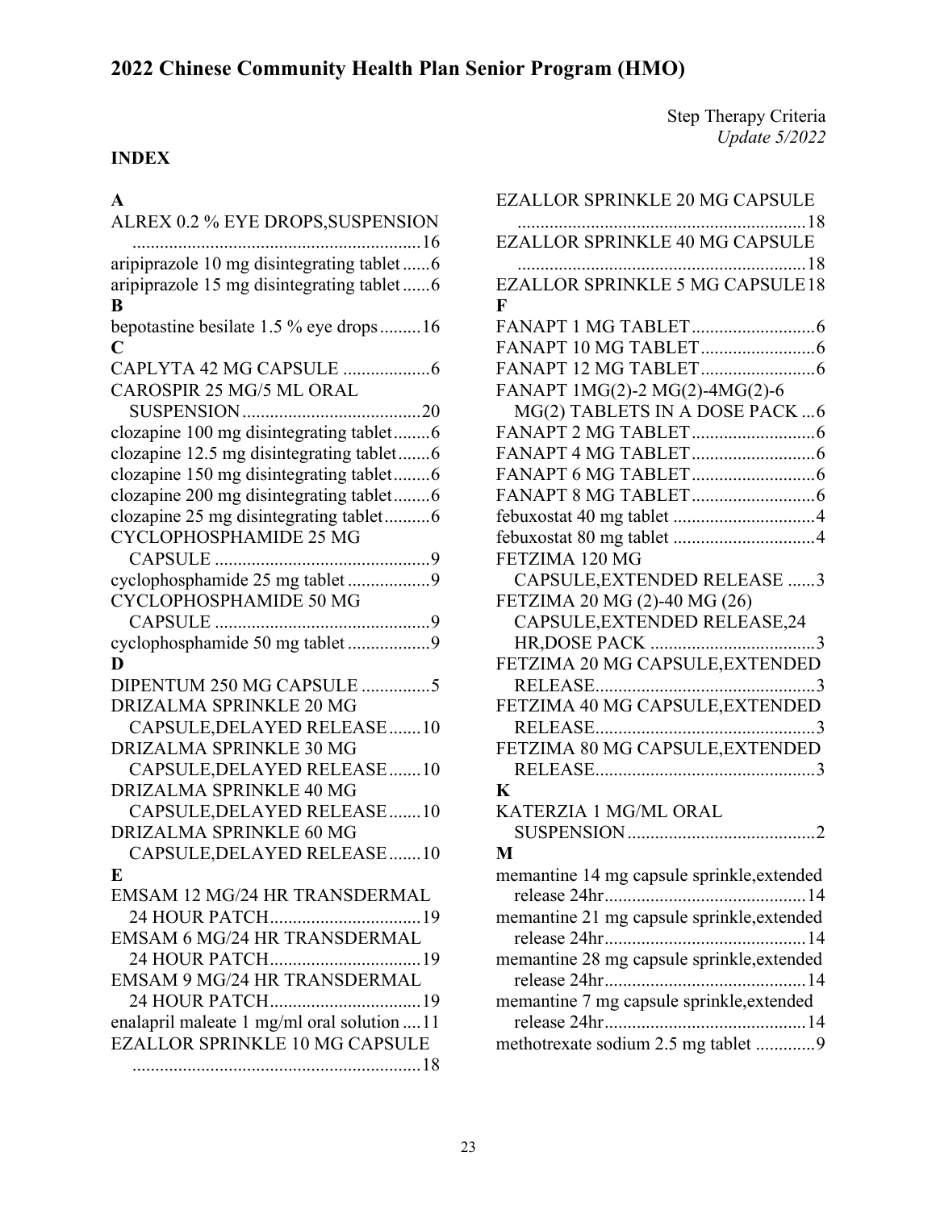# 2022 Chinese Community Health Plan Senior Program (HMO)

Step Therapy Criteria
*Update 5/2022*

**INDEX**

**A**

ALREX 0.2 % EYE DROPS,SUSPENSION ....16
aripiprazole 10 mg disintegrating tablet ......6
aripiprazole 15 mg disintegrating tablet ......6

**B**

bepotastine besilate 1.5 % eye drops .........16

**C**

CAPLYTA 42 MG CAPSULE ...................6
CAROSPIR 25 MG/5 ML ORAL SUSPENSION .......................................20
clozapine 100 mg disintegrating tablet........6
clozapine 12.5 mg disintegrating tablet.......6
clozapine 150 mg disintegrating tablet........6
clozapine 200 mg disintegrating tablet........6
clozapine 25 mg disintegrating tablet..........6
CYCLOPHOSPHAMIDE 25 MG CAPSULE ...............................................9
cyclophosphamide 25 mg tablet ..................9
CYCLOPHOSPHAMIDE 50 MG CAPSULE ...............................................9
cyclophosphamide 50 mg tablet ..................9

**D**

DIPENTUM 250 MG CAPSULE ...............5
DRIZALMA SPRINKLE 20 MG CAPSULE,DELAYED RELEASE.......10
DRIZALMA SPRINKLE 30 MG CAPSULE,DELAYED RELEASE.......10
DRIZALMA SPRINKLE 40 MG CAPSULE,DELAYED RELEASE.......10
DRIZALMA SPRINKLE 60 MG CAPSULE,DELAYED RELEASE.......10

**E**

EMSAM 12 MG/24 HR TRANSDERMAL 24 HOUR PATCH.................................19
EMSAM 6 MG/24 HR TRANSDERMAL 24 HOUR PATCH.................................19
EMSAM 9 MG/24 HR TRANSDERMAL 24 HOUR PATCH.................................19
enalapril maleate 1 mg/ml oral solution ....11
EZALLOR SPRINKLE 10 MG CAPSULE ...............................................................18
EZALLOR SPRINKLE 20 MG CAPSULE ...............................................................18
EZALLOR SPRINKLE 40 MG CAPSULE ...............................................................18
EZALLOR SPRINKLE 5 MG CAPSULE18

**F**

FANAPT 1 MG TABLET...........................6
FANAPT 10 MG TABLET.........................6
FANAPT 12 MG TABLET.........................6
FANAPT 1MG(2)-2 MG(2)-4MG(2)-6 MG(2) TABLETS IN A DOSE PACK ...6
FANAPT 2 MG TABLET...........................6
FANAPT 4 MG TABLET...........................6
FANAPT 6 MG TABLET...........................6
FANAPT 8 MG TABLET...........................6
febuxostat 40 mg tablet ...............................4
febuxostat 80 mg tablet ...............................4
FETZIMA 120 MG CAPSULE,EXTENDED RELEASE ......3
FETZIMA 20 MG (2)-40 MG (26) CAPSULE,EXTENDED RELEASE,24 HR,DOSE PACK ....................................3
FETZIMA 20 MG CAPSULE,EXTENDED RELEASE................................................3
FETZIMA 40 MG CAPSULE,EXTENDED RELEASE................................................3
FETZIMA 80 MG CAPSULE,EXTENDED RELEASE................................................3

**K**

KATERZIA 1 MG/ML ORAL SUSPENSION .........................................2

**M**

memantine 14 mg capsule sprinkle,extended release 24hr............................................14
memantine 21 mg capsule sprinkle,extended release 24hr............................................14
memantine 28 mg capsule sprinkle,extended release 24hr............................................14
memantine 7 mg capsule sprinkle,extended release 24hr............................................14
methotrexate sodium 2.5 mg tablet .............9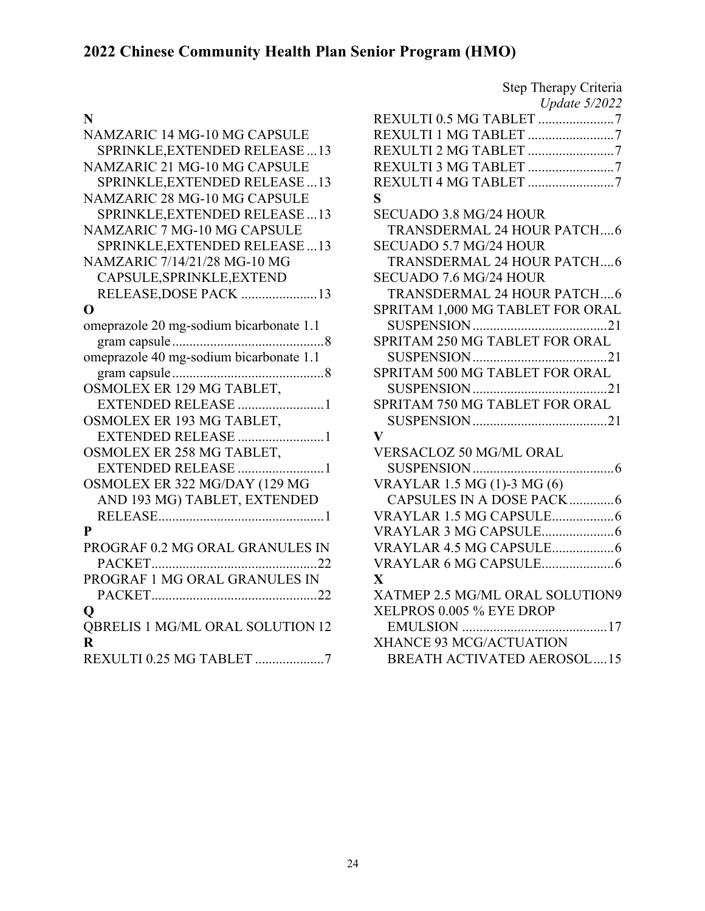**N**

NAMZARIC 14 MG-10 MG CAPSULE SPRINKLE,EXTENDED RELEASE ...13
NAMZARIC 21 MG-10 MG CAPSULE SPRINKLE,EXTENDED RELEASE ...13
NAMZARIC 28 MG-10 MG CAPSULE SPRINKLE,EXTENDED RELEASE ...13
NAMZARIC 7 MG-10 MG CAPSULE SPRINKLE,EXTENDED RELEASE ...13
NAMZARIC 7/14/21/28 MG-10 MG CAPSULE,SPRINKLE,EXTEND RELEASE,DOSE PACK ......................13

**O**

omeprazole 20 mg-sodium bicarbonate 1.1 gram capsule............................................8
omeprazole 40 mg-sodium bicarbonate 1.1 gram capsule............................................8
OSMOLEX ER 129 MG TABLET, EXTENDED RELEASE .........................1
OSMOLEX ER 193 MG TABLET, EXTENDED RELEASE .........................1
OSMOLEX ER 258 MG TABLET, EXTENDED RELEASE .........................1
OSMOLEX ER 322 MG/DAY (129 MG AND 193 MG) TABLET, EXTENDED RELEASE................................................1

**P**

PROGRAF 0.2 MG ORAL GRANULES IN PACKET................................................22
PROGRAF 1 MG ORAL GRANULES IN PACKET................................................22

**Q**

QBRELIS 1 MG/ML ORAL SOLUTION 12

**R**

REXULTI 0.25 MG TABLET ....................7
REXULTI 0.5 MG TABLET ......................7
REXULTI 1 MG TABLET .........................7
REXULTI 2 MG TABLET .........................7
REXULTI 3 MG TABLET .........................7
REXULTI 4 MG TABLET .........................7

**S**

SECUADO 3.8 MG/24 HOUR TRANSDERMAL 24 HOUR PATCH....6
SECUADO 5.7 MG/24 HOUR TRANSDERMAL 24 HOUR PATCH....6
SECUADO 7.6 MG/24 HOUR TRANSDERMAL 24 HOUR PATCH....6
SPRITAM 1,000 MG TABLET FOR ORAL SUSPENSION.......................................21
SPRITAM 250 MG TABLET FOR ORAL SUSPENSION.......................................21
SPRITAM 500 MG TABLET FOR ORAL SUSPENSION.......................................21
SPRITAM 750 MG TABLET FOR ORAL SUSPENSION.......................................21

**V**

VERSACLOZ 50 MG/ML ORAL SUSPENSION.........................................6
VRAYLAR 1.5 MG (1)-3 MG (6) CAPSULES IN A DOSE PACK.............6
VRAYLAR 1.5 MG CAPSULE..................6
VRAYLAR 3 MG CAPSULE.....................6
VRAYLAR 4.5 MG CAPSULE..................6
VRAYLAR 6 MG CAPSULE.....................6

**X**

XATMEP 2.5 MG/ML ORAL SOLUTION9
XELPROS 0.005 % EYE DROP EMULSION ..........................................17
XHANCE 93 MCG/ACTUATION BREATH ACTIVATED AEROSOL....15